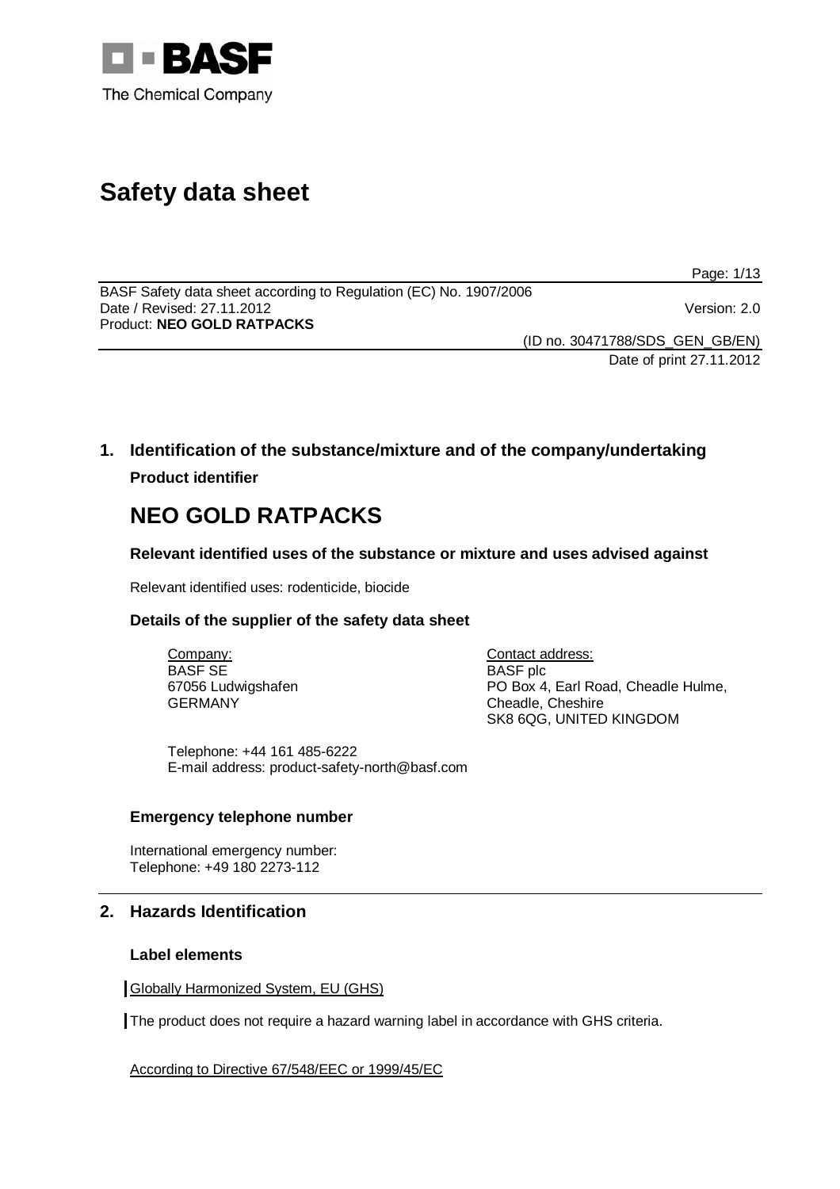# Safety data sheet

BASF Safety data sheet according to Regulation (EC) No. 1907/2006
Date / Revised: 27.11.2012 Version: 2.0
Product: **NEO GOLD RATPACKS**

(ID no. 30471788/SDS_GEN_GB/EN)
Date of print 27.11.2012

## 1. Identification of the substance/mixture and of the company/undertaking

**Product identifier**

# NEO GOLD RATPACKS

### Relevant identified uses of the substance or mixture and uses advised against

Relevant identified uses: rodenticide, biocide

### Details of the supplier of the safety data sheet

Company:
BASF SE
67056 Ludwigshafen
GERMANY

Contact address:
BASF plc
PO Box 4, Earl Road, Cheadle Hulme,
Cheadle, Cheshire
SK8 6QG, UNITED KINGDOM

Telephone: +44 161 485-6222
E-mail address: product-safety-north@basf.com

### Emergency telephone number

International emergency number:
Telephone: +49 180 2273-112

## 2. Hazards Identification

### Label elements

Globally Harmonized System, EU (GHS)

The product does not require a hazard warning label in accordance with GHS criteria.

According to Directive 67/548/EEC or 1999/45/EC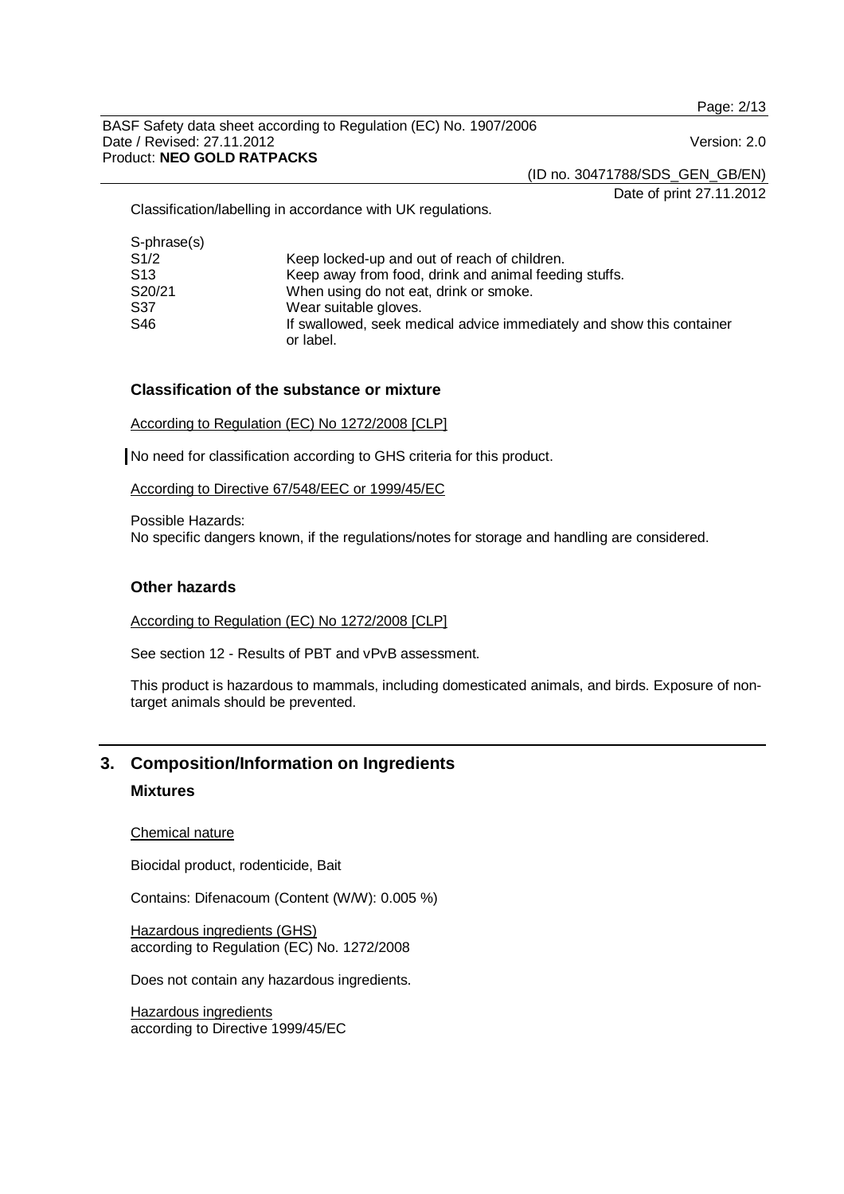Classification/labelling in accordance with UK regulations.

| S-phrase(s) | |
|---|---|
| S1/2 | Keep locked-up and out of reach of children. |
| S13 | Keep away from food, drink and animal feeding stuffs. |
| S20/21 | When using do not eat, drink or smoke. |
| S37 | Wear suitable gloves. |
| S46 | If swallowed, seek medical advice immediately and show this container or label. |

### Classification of the substance or mixture

According to Regulation (EC) No 1272/2008 [CLP]

No need for classification according to GHS criteria for this product.

According to Directive 67/548/EEC or 1999/45/EC

Possible Hazards:
No specific dangers known, if the regulations/notes for storage and handling are considered.

### Other hazards

According to Regulation (EC) No 1272/2008 [CLP]

See section 12 - Results of PBT and vPvB assessment.

This product is hazardous to mammals, including domesticated animals, and birds. Exposure of non-target animals should be prevented.

## 3. Composition/Information on Ingredients

### Mixtures

Chemical nature

Biocidal product, rodenticide, Bait

Contains: Difenacoum (Content (W/W): 0.005 %)

Hazardous ingredients (GHS)
according to Regulation (EC) No. 1272/2008

Does not contain any hazardous ingredients.

Hazardous ingredients
according to Directive 1999/45/EC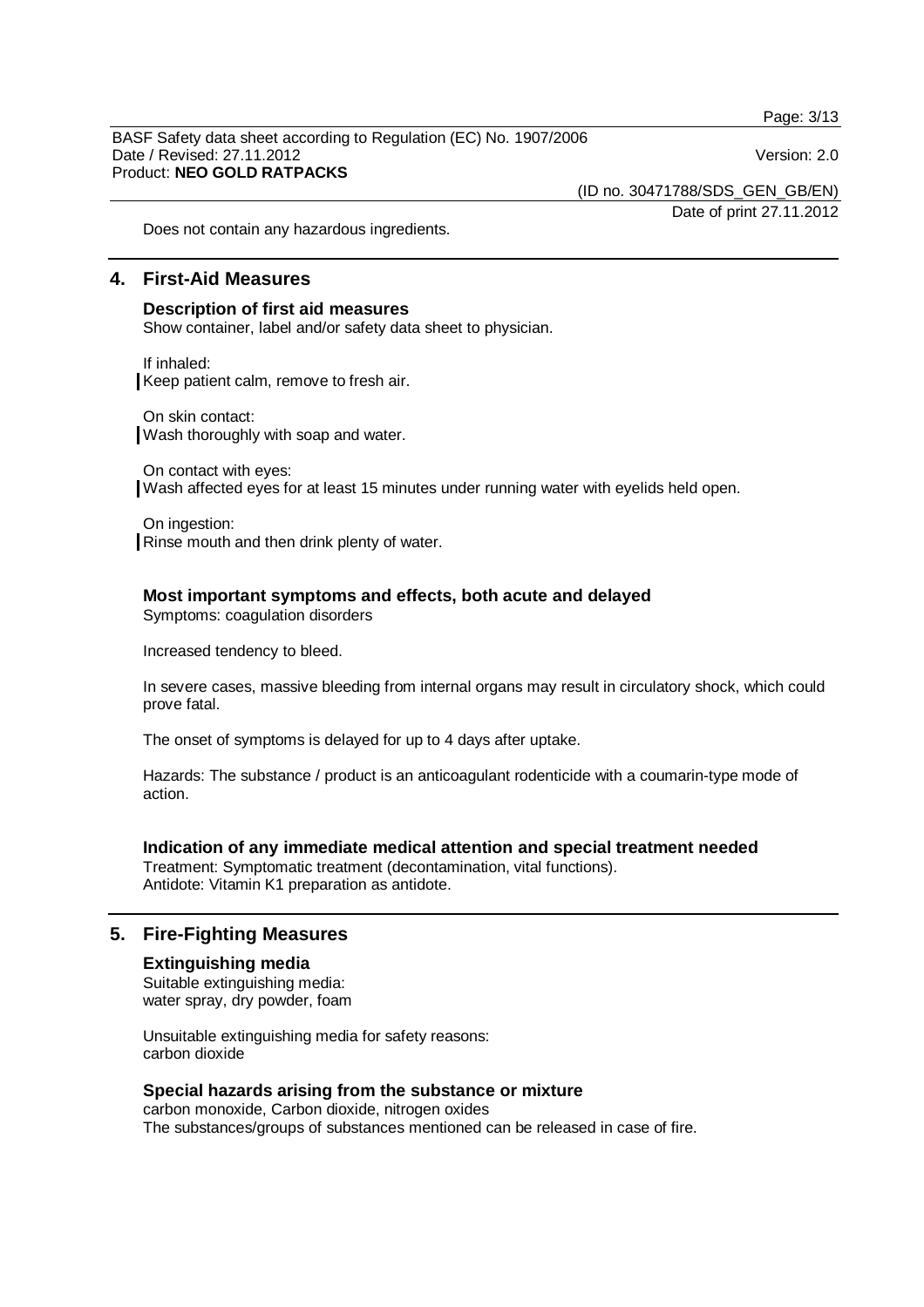Does not contain any hazardous ingredients.

## 4. First-Aid Measures

### Description of first aid measures

Show container, label and/or safety data sheet to physician.

If inhaled:
Keep patient calm, remove to fresh air.

On skin contact:
Wash thoroughly with soap and water.

On contact with eyes:
Wash affected eyes for at least 15 minutes under running water with eyelids held open.

On ingestion:
Rinse mouth and then drink plenty of water.

### Most important symptoms and effects, both acute and delayed

Symptoms: coagulation disorders

Increased tendency to bleed.

In severe cases, massive bleeding from internal organs may result in circulatory shock, which could prove fatal.

The onset of symptoms is delayed for up to 4 days after uptake.

Hazards: The substance / product is an anticoagulant rodenticide with a coumarin-type mode of action.

### Indication of any immediate medical attention and special treatment needed

Treatment: Symptomatic treatment (decontamination, vital functions).
Antidote: Vitamin K1 preparation as antidote.

## 5. Fire-Fighting Measures

### Extinguishing media

Suitable extinguishing media:
water spray, dry powder, foam

Unsuitable extinguishing media for safety reasons:
carbon dioxide

### Special hazards arising from the substance or mixture

carbon monoxide, Carbon dioxide, nitrogen oxides
The substances/groups of substances mentioned can be released in case of fire.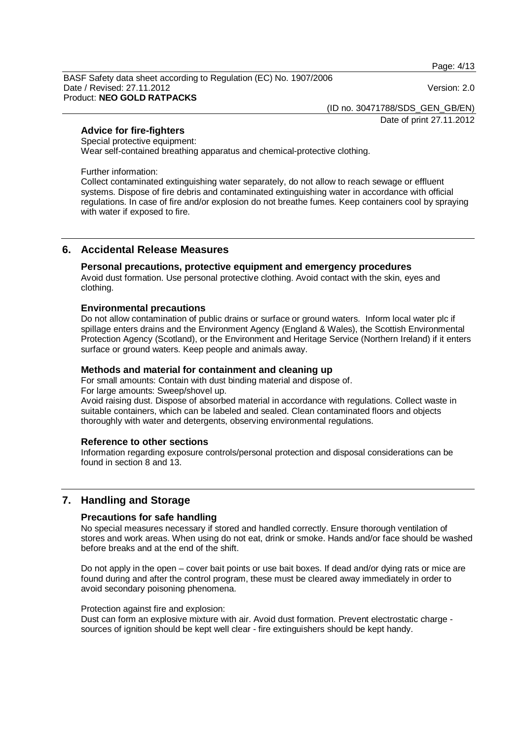### Advice for fire-fighters

Special protective equipment:
Wear self-contained breathing apparatus and chemical-protective clothing.

Further information:
Collect contaminated extinguishing water separately, do not allow to reach sewage or effluent systems. Dispose of fire debris and contaminated extinguishing water in accordance with official regulations. In case of fire and/or explosion do not breathe fumes. Keep containers cool by spraying with water if exposed to fire.

## 6. Accidental Release Measures

### Personal precautions, protective equipment and emergency procedures

Avoid dust formation. Use personal protective clothing. Avoid contact with the skin, eyes and clothing.

### Environmental precautions

Do not allow contamination of public drains or surface or ground waters. Inform local water plc if spillage enters drains and the Environment Agency (England & Wales), the Scottish Environmental Protection Agency (Scotland), or the Environment and Heritage Service (Northern Ireland) if it enters surface or ground waters. Keep people and animals away.

### Methods and material for containment and cleaning up

For small amounts: Contain with dust binding material and dispose of.
For large amounts: Sweep/shovel up.
Avoid raising dust. Dispose of absorbed material in accordance with regulations. Collect waste in suitable containers, which can be labeled and sealed. Clean contaminated floors and objects thoroughly with water and detergents, observing environmental regulations.

### Reference to other sections

Information regarding exposure controls/personal protection and disposal considerations can be found in section 8 and 13.

## 7. Handling and Storage

### Precautions for safe handling

No special measures necessary if stored and handled correctly. Ensure thorough ventilation of stores and work areas. When using do not eat, drink or smoke. Hands and/or face should be washed before breaks and at the end of the shift.

Do not apply in the open – cover bait points or use bait boxes. If dead and/or dying rats or mice are found during and after the control program, these must be cleared away immediately in order to avoid secondary poisoning phenomena.

Protection against fire and explosion:
Dust can form an explosive mixture with air. Avoid dust formation. Prevent electrostatic charge - sources of ignition should be kept well clear - fire extinguishers should be kept handy.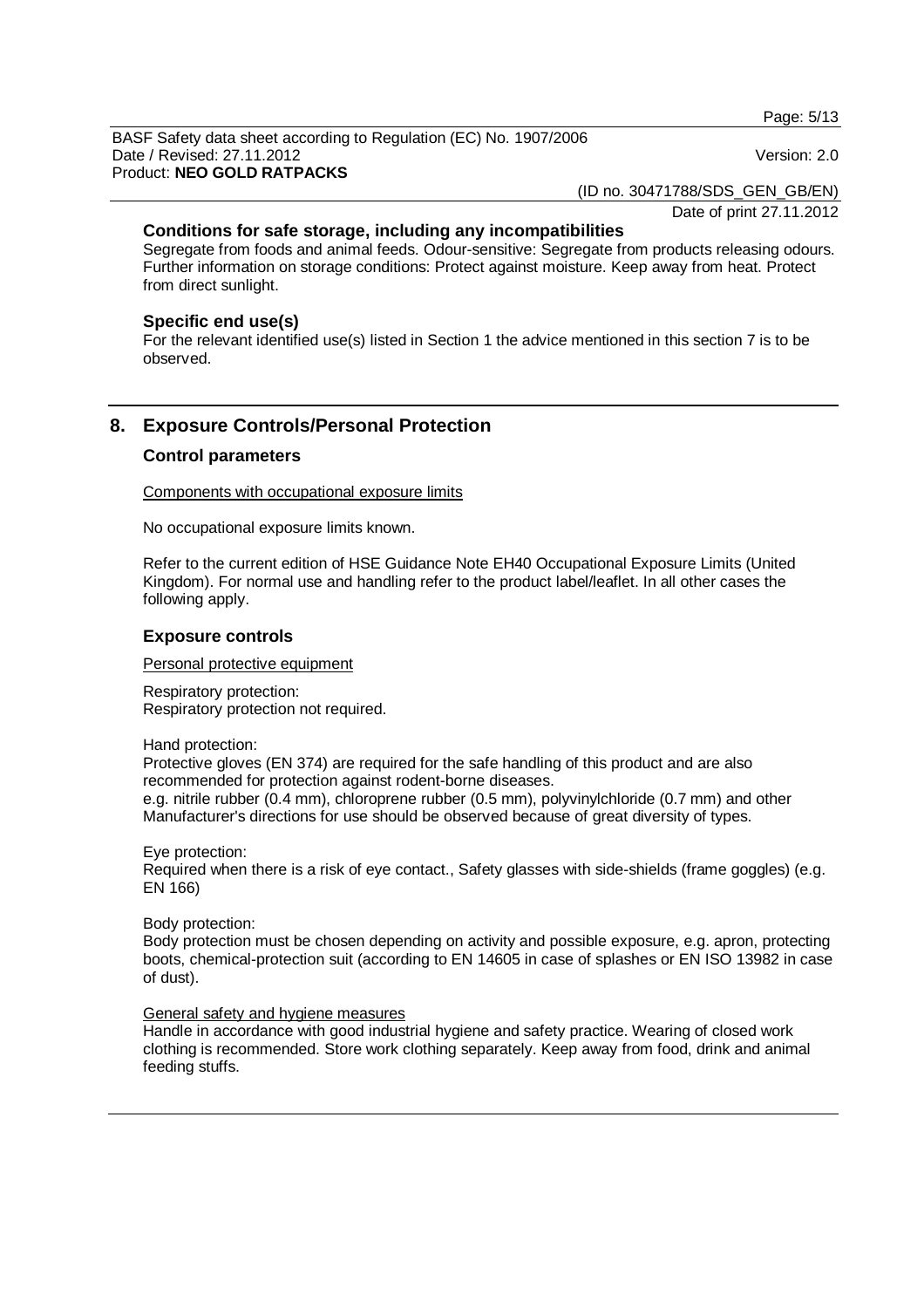### Conditions for safe storage, including any incompatibilities

Segregate from foods and animal feeds. Odour-sensitive: Segregate from products releasing odours. Further information on storage conditions: Protect against moisture. Keep away from heat. Protect from direct sunlight.

### Specific end use(s)

For the relevant identified use(s) listed in Section 1 the advice mentioned in this section 7 is to be observed.

## 8. Exposure Controls/Personal Protection

### Control parameters

Components with occupational exposure limits

No occupational exposure limits known.

Refer to the current edition of HSE Guidance Note EH40 Occupational Exposure Limits (United Kingdom). For normal use and handling refer to the product label/leaflet. In all other cases the following apply.

### Exposure controls

Personal protective equipment

Respiratory protection:
Respiratory protection not required.

Hand protection:
Protective gloves (EN 374) are required for the safe handling of this product and are also recommended for protection against rodent-borne diseases.
e.g. nitrile rubber (0.4 mm), chloroprene rubber (0.5 mm), polyvinylchloride (0.7 mm) and other
Manufacturer's directions for use should be observed because of great diversity of types.

Eye protection:
Required when there is a risk of eye contact., Safety glasses with side-shields (frame goggles) (e.g. EN 166)

Body protection:
Body protection must be chosen depending on activity and possible exposure, e.g. apron, protecting boots, chemical-protection suit (according to EN 14605 in case of splashes or EN ISO 13982 in case of dust).

General safety and hygiene measures

Handle in accordance with good industrial hygiene and safety practice. Wearing of closed work clothing is recommended. Store work clothing separately. Keep away from food, drink and animal feeding stuffs.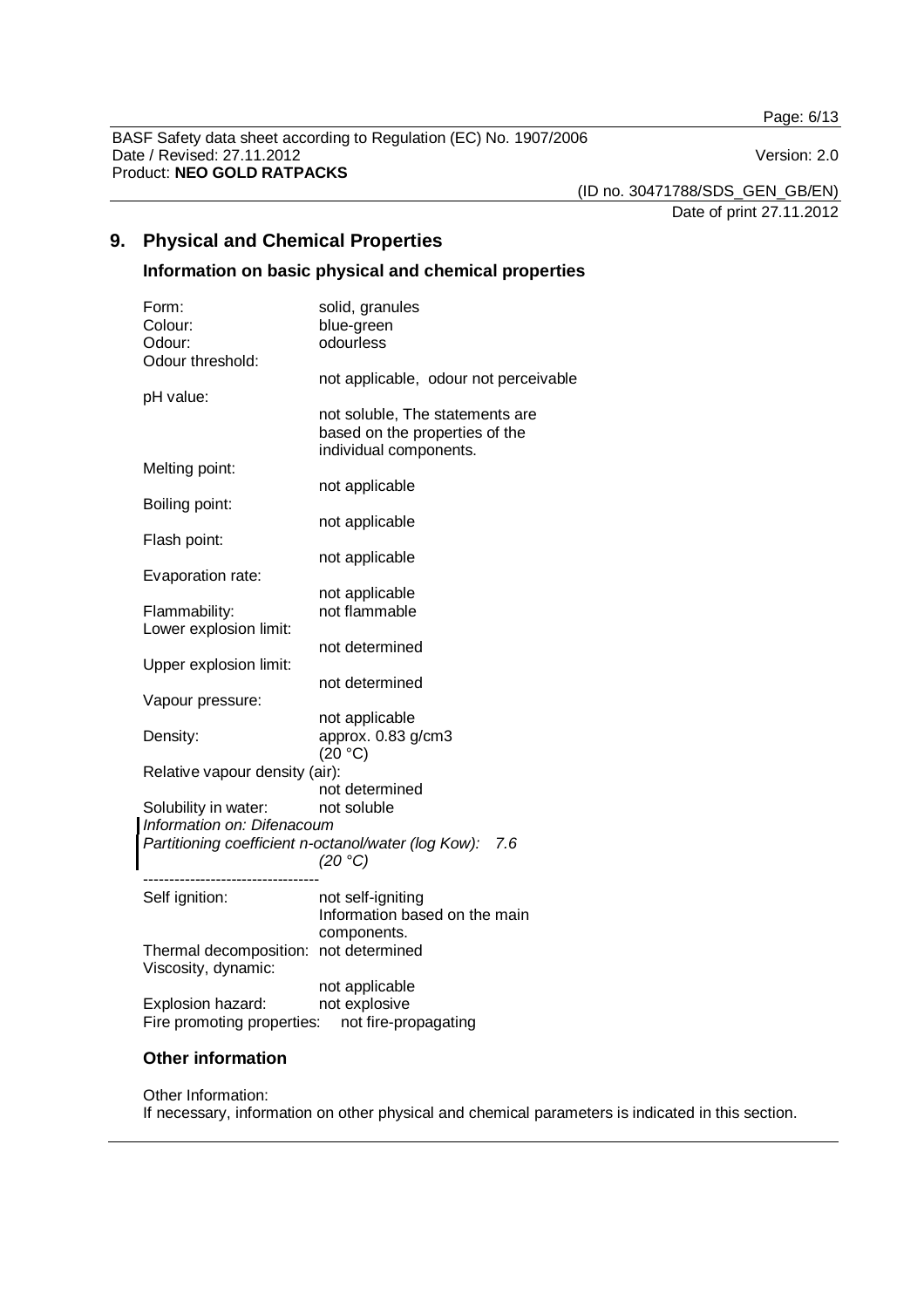## 9. Physical and Chemical Properties

### Information on basic physical and chemical properties

| | |
|---|---|
| Form: | solid, granules |
| Colour: | blue-green |
| Odour: | odourless |
| Odour threshold: | not applicable, odour not perceivable |
| pH value: | not soluble, The statements are based on the properties of the individual components. |
| Melting point: | not applicable |
| Boiling point: | not applicable |
| Flash point: | not applicable |
| Evaporation rate: | not applicable |
| Flammability: | not flammable |
| Lower explosion limit: | not determined |
| Upper explosion limit: | not determined |
| Vapour pressure: | not applicable |
| Density: | approx. 0.83 g/cm3 (20 °C) |
| Relative vapour density (air): | not determined |
| Solubility in water: | not soluble |

*Information on: Difenacoum*
*Partitioning coefficient n-octanol/water (log Kow): 7.6 (20 °C)*

----------------------------------

| | |
|---|---|
| Self ignition: | not self-igniting Information based on the main components. |
| Thermal decomposition: | not determined |
| Viscosity, dynamic: | not applicable |
| Explosion hazard: | not explosive |
| Fire promoting properties: | not fire-propagating |

### Other information

Other Information:
If necessary, information on other physical and chemical parameters is indicated in this section.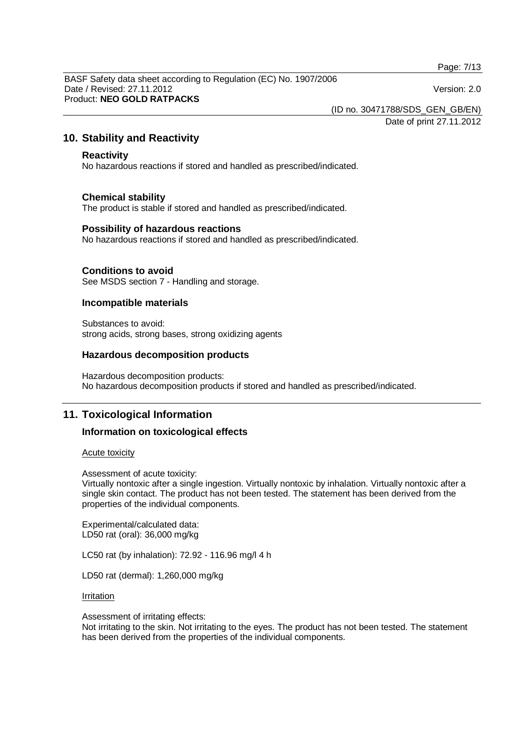## 10. Stability and Reactivity

### Reactivity

No hazardous reactions if stored and handled as prescribed/indicated.

### Chemical stability

The product is stable if stored and handled as prescribed/indicated.

### Possibility of hazardous reactions

No hazardous reactions if stored and handled as prescribed/indicated.

### Conditions to avoid

See MSDS section 7 - Handling and storage.

### Incompatible materials

Substances to avoid:
strong acids, strong bases, strong oxidizing agents

### Hazardous decomposition products

Hazardous decomposition products:
No hazardous decomposition products if stored and handled as prescribed/indicated.

## 11. Toxicological Information

### Information on toxicological effects

Acute toxicity

Assessment of acute toxicity:
Virtually nontoxic after a single ingestion. Virtually nontoxic by inhalation. Virtually nontoxic after a single skin contact. The product has not been tested. The statement has been derived from the properties of the individual components.

Experimental/calculated data:
LD50 rat (oral): 36,000 mg/kg

LC50 rat (by inhalation): 72.92 - 116.96 mg/l 4 h

LD50 rat (dermal): 1,260,000 mg/kg

Irritation

Assessment of irritating effects:
Not irritating to the skin. Not irritating to the eyes. The product has not been tested. The statement has been derived from the properties of the individual components.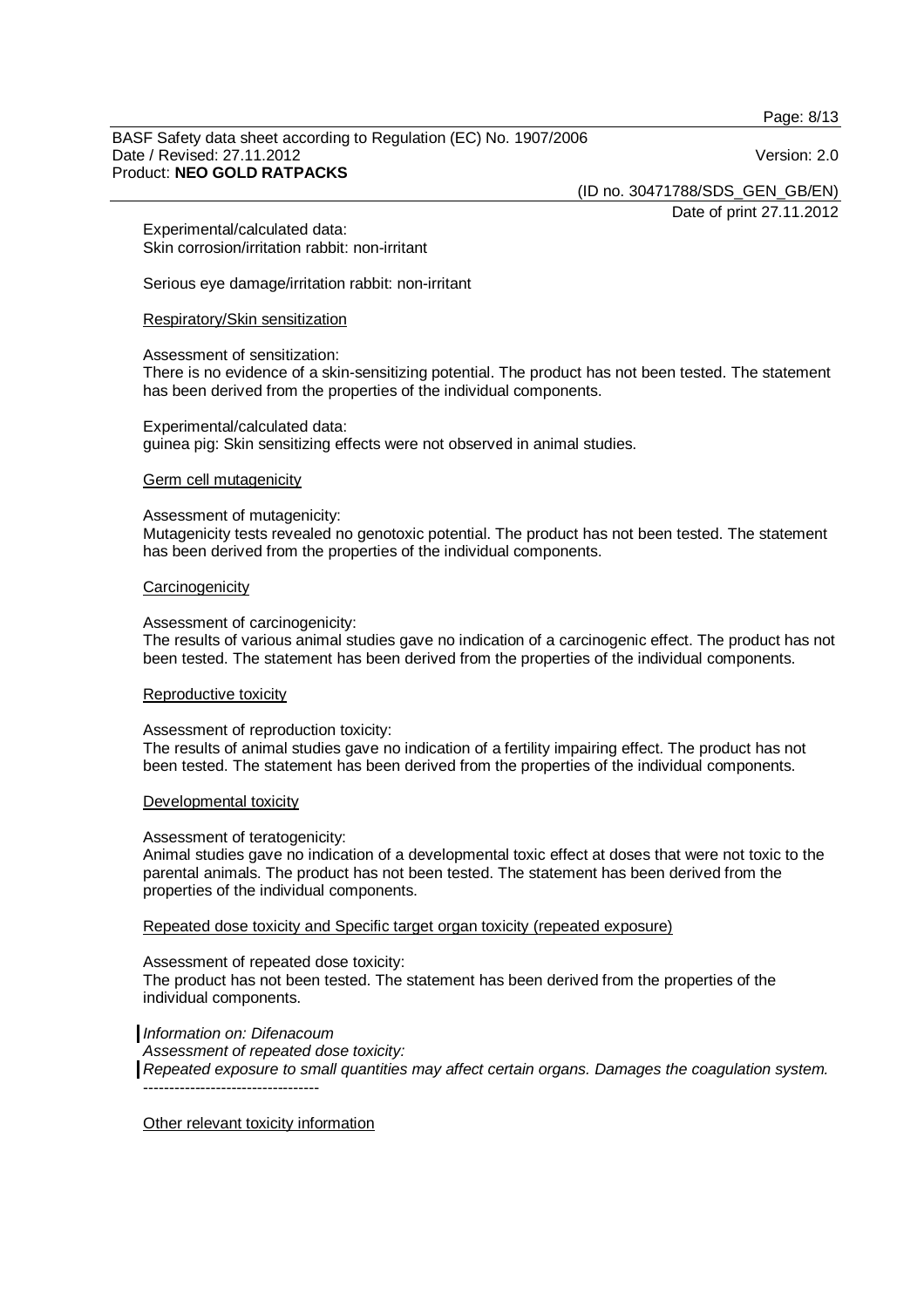Experimental/calculated data:
Skin corrosion/irritation rabbit: non-irritant

Serious eye damage/irritation rabbit: non-irritant

Respiratory/Skin sensitization

Assessment of sensitization:
There is no evidence of a skin-sensitizing potential. The product has not been tested. The statement has been derived from the properties of the individual components.

Experimental/calculated data:
guinea pig: Skin sensitizing effects were not observed in animal studies.

Germ cell mutagenicity

Assessment of mutagenicity:
Mutagenicity tests revealed no genotoxic potential. The product has not been tested. The statement has been derived from the properties of the individual components.

Carcinogenicity

Assessment of carcinogenicity:
The results of various animal studies gave no indication of a carcinogenic effect. The product has not been tested. The statement has been derived from the properties of the individual components.

Reproductive toxicity

Assessment of reproduction toxicity:
The results of animal studies gave no indication of a fertility impairing effect. The product has not been tested. The statement has been derived from the properties of the individual components.

Developmental toxicity

Assessment of teratogenicity:
Animal studies gave no indication of a developmental toxic effect at doses that were not toxic to the parental animals. The product has not been tested. The statement has been derived from the properties of the individual components.

Repeated dose toxicity and Specific target organ toxicity (repeated exposure)

Assessment of repeated dose toxicity:
The product has not been tested. The statement has been derived from the properties of the individual components.

*Information on: Difenacoum*
*Assessment of repeated dose toxicity:*
*Repeated exposure to small quantities may affect certain organs. Damages the coagulation system.*
----------------------------------

Other relevant toxicity information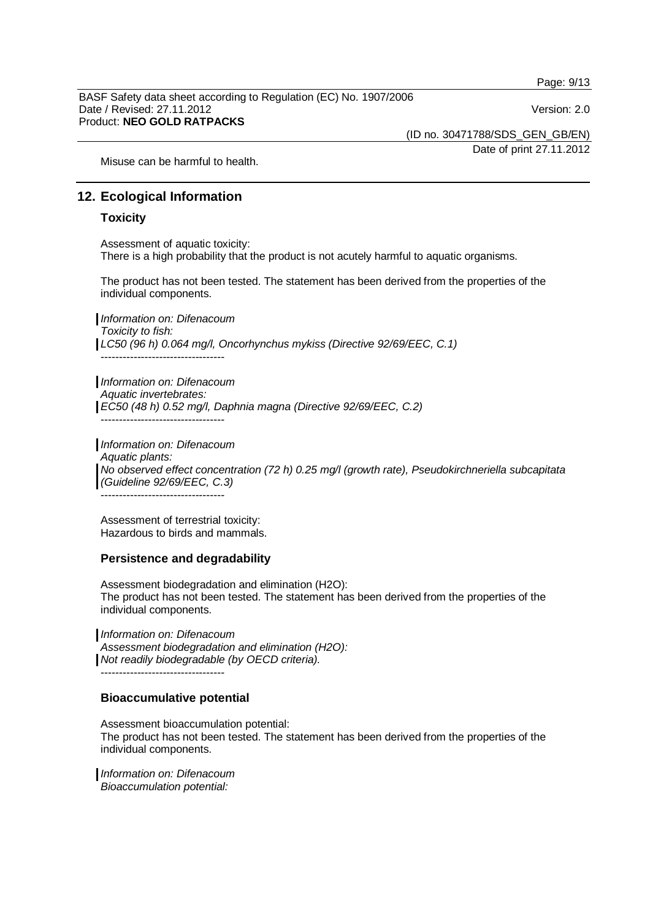Misuse can be harmful to health.

## 12. Ecological Information

### Toxicity

Assessment of aquatic toxicity:
There is a high probability that the product is not acutely harmful to aquatic organisms.

The product has not been tested. The statement has been derived from the properties of the individual components.

*Information on: Difenacoum*
*Toxicity to fish:*
*LC50 (96 h) 0.064 mg/l, Oncorhynchus mykiss (Directive 92/69/EEC, C.1)*
----------------------------------

*Information on: Difenacoum*
*Aquatic invertebrates:*
*EC50 (48 h) 0.52 mg/l, Daphnia magna (Directive 92/69/EEC, C.2)*
----------------------------------

*Information on: Difenacoum*
*Aquatic plants:*
*No observed effect concentration (72 h) 0.25 mg/l (growth rate), Pseudokirchneriella subcapitata (Guideline 92/69/EEC, C.3)*
----------------------------------

Assessment of terrestrial toxicity:
Hazardous to birds and mammals.

### Persistence and degradability

Assessment biodegradation and elimination ($H_2O$):
The product has not been tested. The statement has been derived from the properties of the individual components.

*Information on: Difenacoum*
*Assessment biodegradation and elimination ($H_2O$):*
*Not readily biodegradable (by OECD criteria).*
----------------------------------

### Bioaccumulative potential

Assessment bioaccumulation potential:
The product has not been tested. The statement has been derived from the properties of the individual components.

*Information on: Difenacoum*
*Bioaccumulation potential:*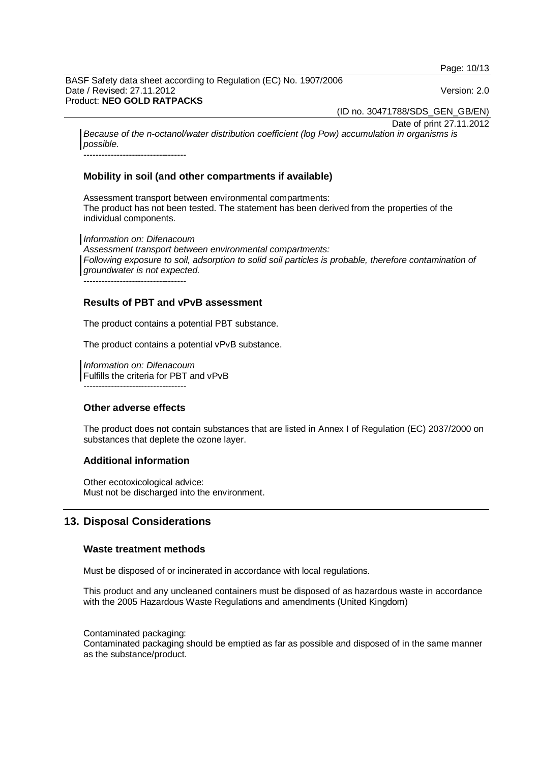*Because of the n-octanol/water distribution coefficient (log Pow) accumulation in organisms is possible.*

----------------------------------

### Mobility in soil (and other compartments if available)

Assessment transport between environmental compartments:
The product has not been tested. The statement has been derived from the properties of the individual components.

*Information on: Difenacoum*
*Assessment transport between environmental compartments:*
*Following exposure to soil, adsorption to solid soil particles is probable, therefore contamination of groundwater is not expected.*

----------------------------------

### Results of PBT and vPvB assessment

The product contains a potential PBT substance.

The product contains a potential vPvB substance.

*Information on: Difenacoum*
Fulfills the criteria for PBT and vPvB

----------------------------------

### Other adverse effects

The product does not contain substances that are listed in Annex I of Regulation (EC) 2037/2000 on substances that deplete the ozone layer.

### Additional information

Other ecotoxicological advice:
Must not be discharged into the environment.

## 13. Disposal Considerations

### Waste treatment methods

Must be disposed of or incinerated in accordance with local regulations.

This product and any uncleaned containers must be disposed of as hazardous waste in accordance with the 2005 Hazardous Waste Regulations and amendments (United Kingdom)

Contaminated packaging:
Contaminated packaging should be emptied as far as possible and disposed of in the same manner as the substance/product.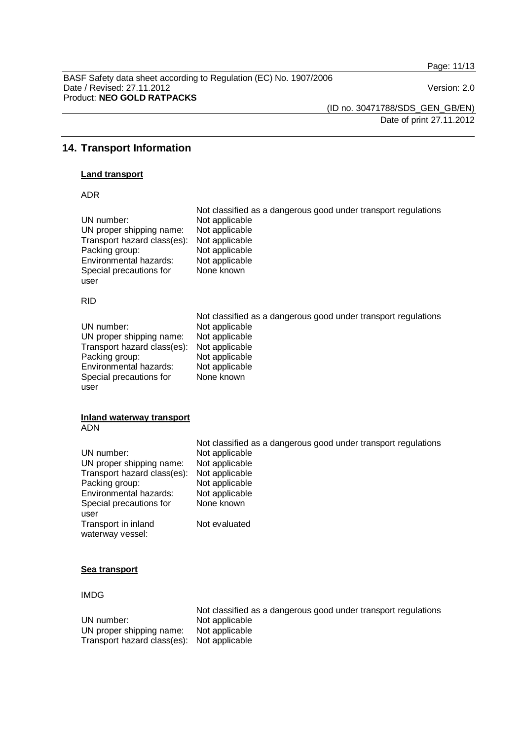## 14. Transport Information

**Land transport**

ADR

Not classified as a dangerous good under transport regulations

| | |
|---|---|
| UN number: | Not applicable |
| UN proper shipping name: | Not applicable |
| Transport hazard class(es): | Not applicable |
| Packing group: | Not applicable |
| Environmental hazards: | Not applicable |
| Special precautions for user | None known |

RID

Not classified as a dangerous good under transport regulations

| | |
|---|---|
| UN number: | Not applicable |
| UN proper shipping name: | Not applicable |
| Transport hazard class(es): | Not applicable |
| Packing group: | Not applicable |
| Environmental hazards: | Not applicable |
| Special precautions for user | None known |

**Inland waterway transport**

ADN

Not classified as a dangerous good under transport regulations

| | |
|---|---|
| UN number: | Not applicable |
| UN proper shipping name: | Not applicable |
| Transport hazard class(es): | Not applicable |
| Packing group: | Not applicable |
| Environmental hazards: | Not applicable |
| Special precautions for user | None known |
| Transport in inland waterway vessel: | Not evaluated |

**Sea transport**

IMDG

Not classified as a dangerous good under transport regulations

| | |
|---|---|
| UN number: | Not applicable |
| UN proper shipping name: | Not applicable |
| Transport hazard class(es): | Not applicable |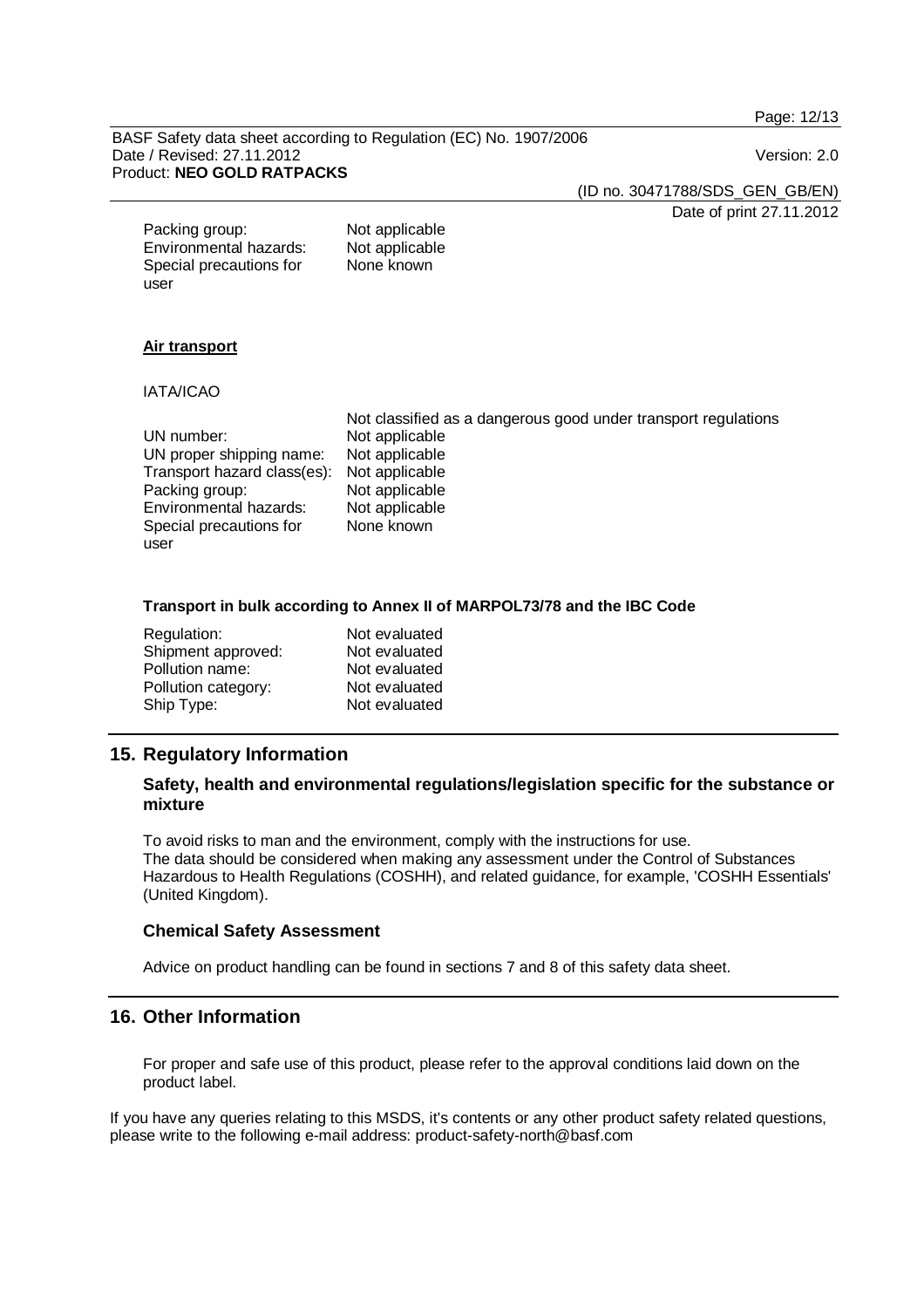Packing group: Not applicable
Environmental hazards: Not applicable
Special precautions for user: None known

**Air transport**

IATA/ICAO

Not classified as a dangerous good under transport regulations

| | |
|---|---|
| UN number: | Not applicable |
| UN proper shipping name: | Not applicable |
| Transport hazard class(es): | Not applicable |
| Packing group: | Not applicable |
| Environmental hazards: | Not applicable |
| Special precautions for user | None known |

**Transport in bulk according to Annex II of MARPOL73/78 and the IBC Code**

| | |
|---|---|
| Regulation: | Not evaluated |
| Shipment approved: | Not evaluated |
| Pollution name: | Not evaluated |
| Pollution category: | Not evaluated |
| Ship Type: | Not evaluated |

## 15. Regulatory Information

### Safety, health and environmental regulations/legislation specific for the substance or mixture

To avoid risks to man and the environment, comply with the instructions for use.
The data should be considered when making any assessment under the Control of Substances Hazardous to Health Regulations (COSHH), and related guidance, for example, 'COSHH Essentials' (United Kingdom).

### Chemical Safety Assessment

Advice on product handling can be found in sections 7 and 8 of this safety data sheet.

## 16. Other Information

For proper and safe use of this product, please refer to the approval conditions laid down on the product label.

If you have any queries relating to this MSDS, it's contents or any other product safety related questions, please write to the following e-mail address: product-safety-north@basf.com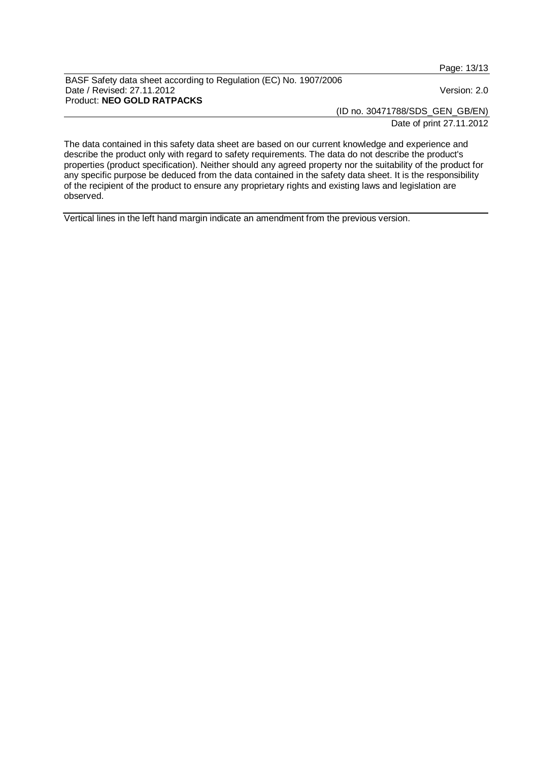The data contained in this safety data sheet are based on our current knowledge and experience and describe the product only with regard to safety requirements. The data do not describe the product's properties (product specification). Neither should any agreed property nor the suitability of the product for any specific purpose be deduced from the data contained in the safety data sheet. It is the responsibility of the recipient of the product to ensure any proprietary rights and existing laws and legislation are observed.

---

Vertical lines in the left hand margin indicate an amendment from the previous version.